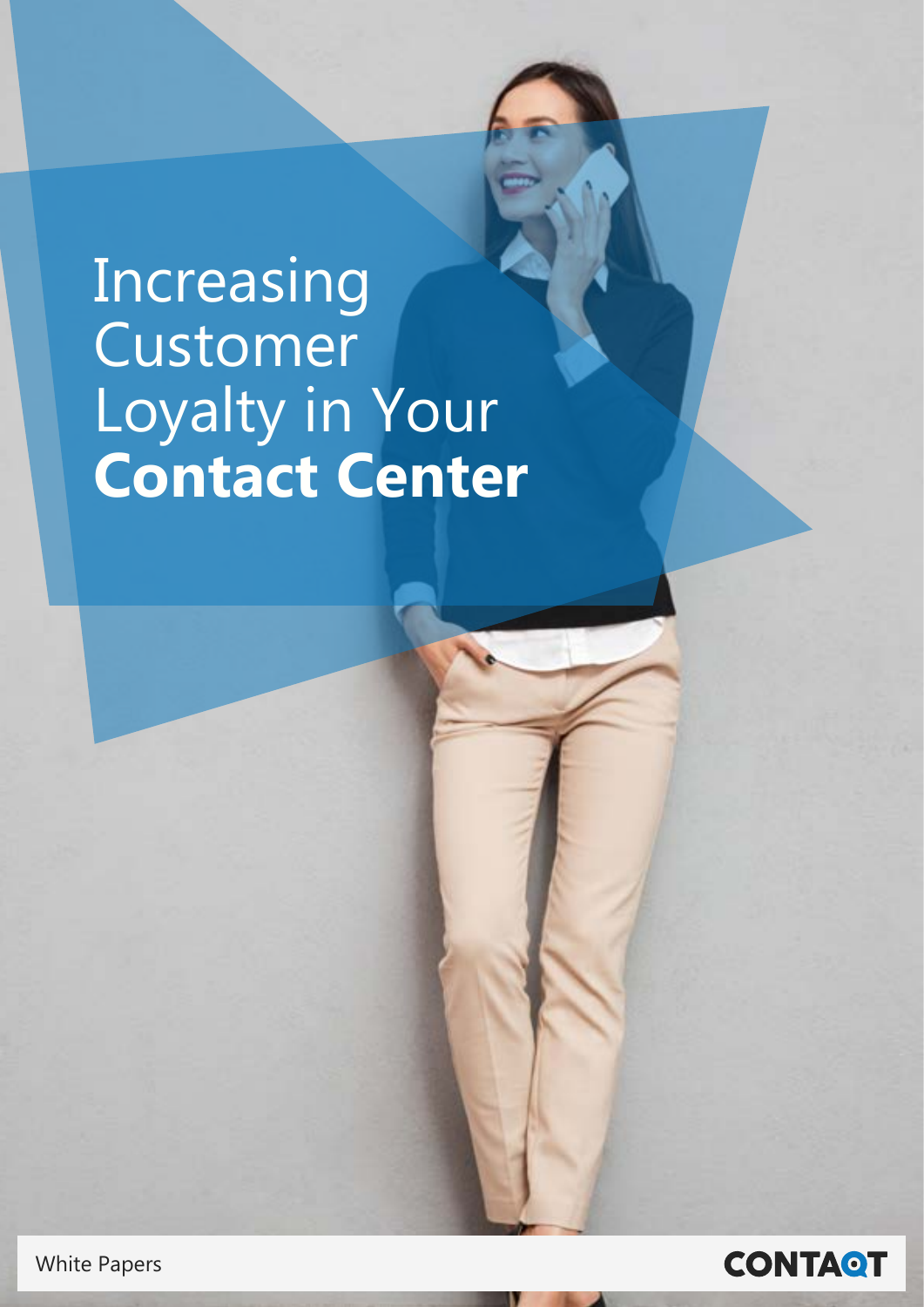# Increasing Customer Loyalty in Your **Contact Center**

White Papers

CONTAQT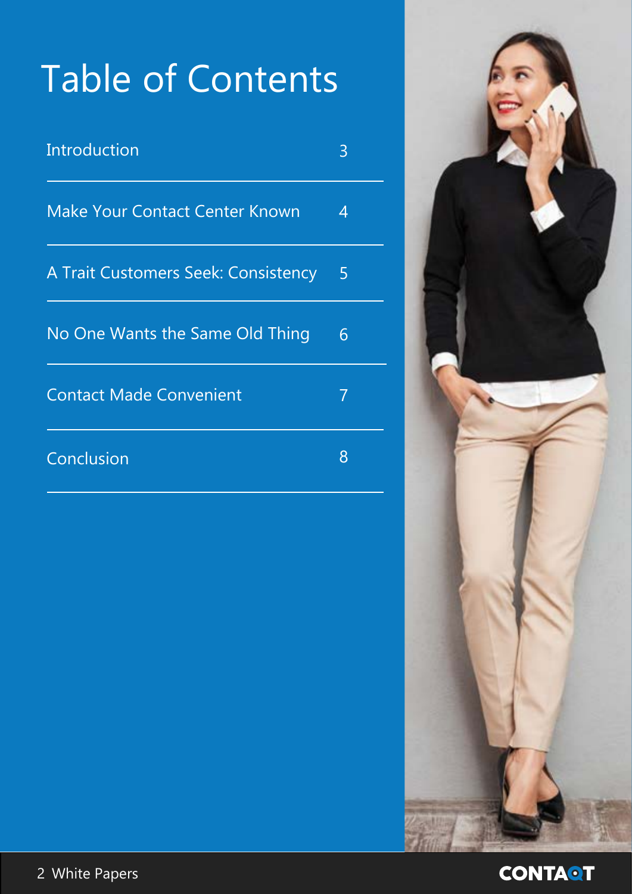# Table of Contents

| | |
|---|---|
| Introduction | 3 |
| Make Your Contact Center Known | 4 |
| A Trait Customers Seek: Consistency | 5 |
| No One Wants the Same Old Thing | 6 |
| Contact Made Convenient | 7 |
| Conclusion | 8 |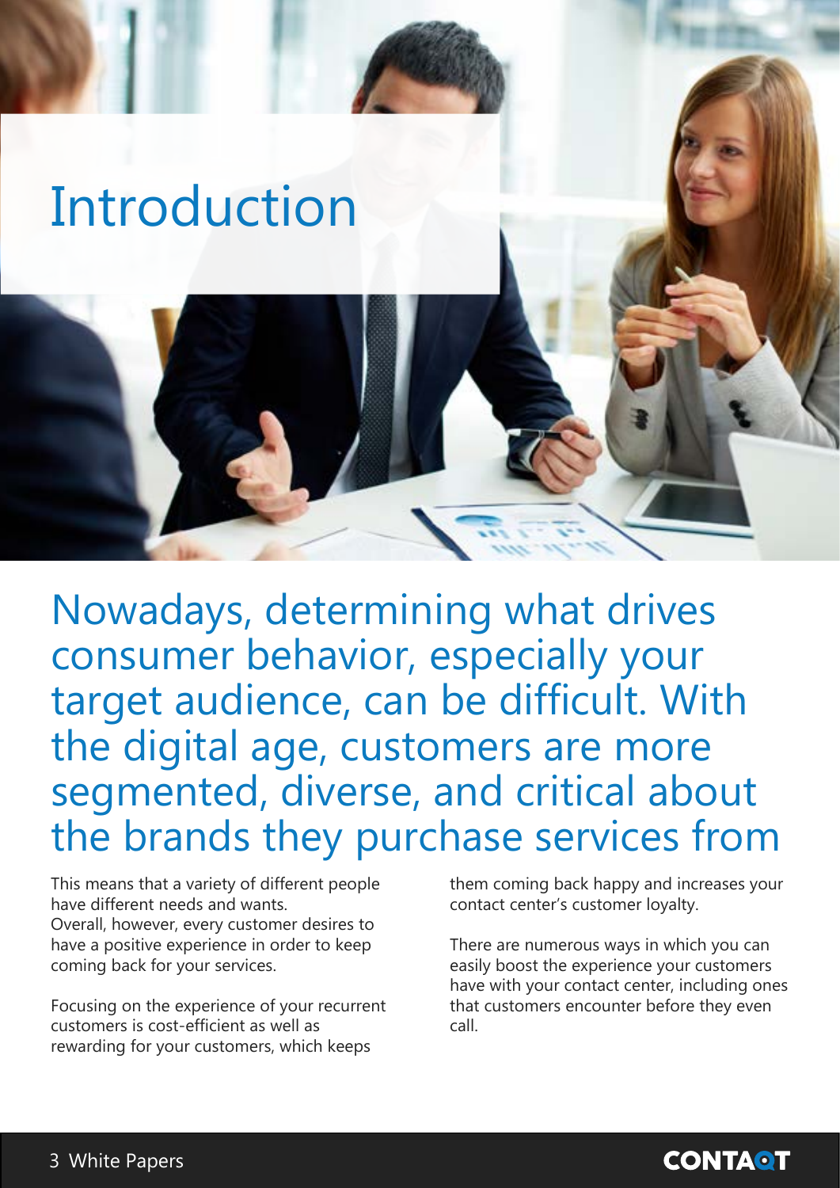# Introduction

## Nowadays, determining what drives consumer behavior, especially your target audience, can be difficult. With the digital age, customers are more segmented, diverse, and critical about the brands they purchase services from

This means that a variety of different people have different needs and wants.
Overall, however, every customer desires to have a positive experience in order to keep coming back for your services.

Focusing on the experience of your recurrent customers is cost-efficient as well as rewarding for your customers, which keeps them coming back happy and increases your contact center's customer loyalty.

There are numerous ways in which you can easily boost the experience your customers have with your contact center, including ones that customers encounter before they even call.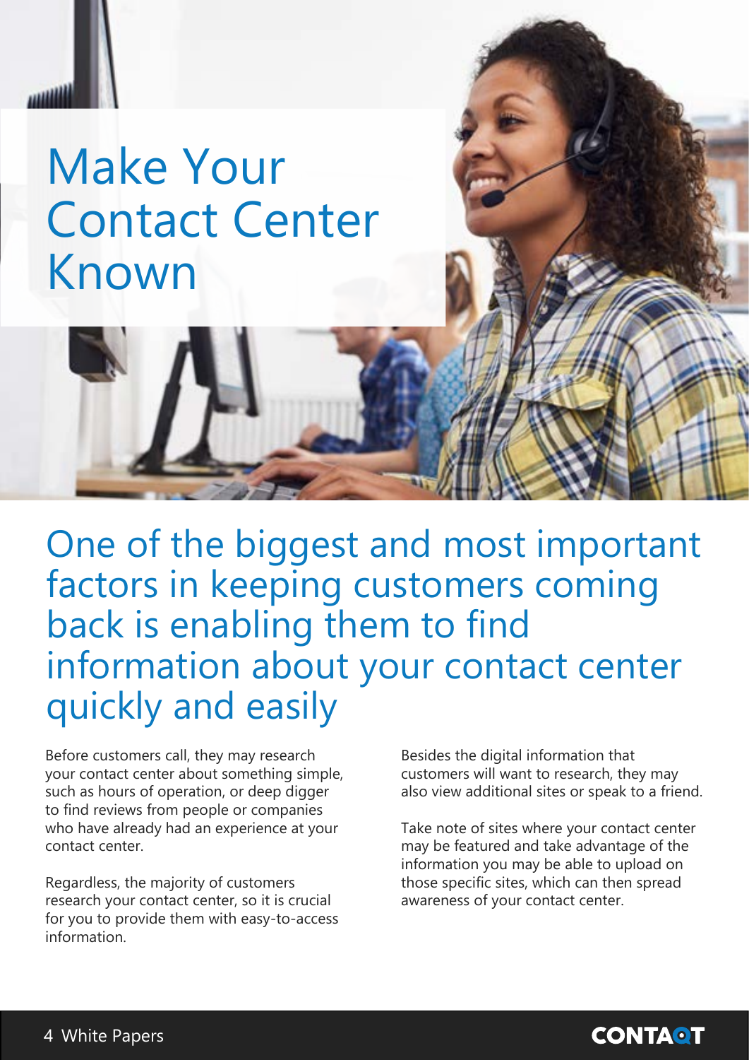# Make Your Contact Center Known

## One of the biggest and most important factors in keeping customers coming back is enabling them to find information about your contact center quickly and easily

Before customers call, they may research your contact center about something simple, such as hours of operation, or deep digger to find reviews from people or companies who have already had an experience at your contact center.

Regardless, the majority of customers research your contact center, so it is crucial for you to provide them with easy-to-access information.

Besides the digital information that customers will want to research, they may also view additional sites or speak to a friend.

Take note of sites where your contact center may be featured and take advantage of the information you may be able to upload on those specific sites, which can then spread awareness of your contact center.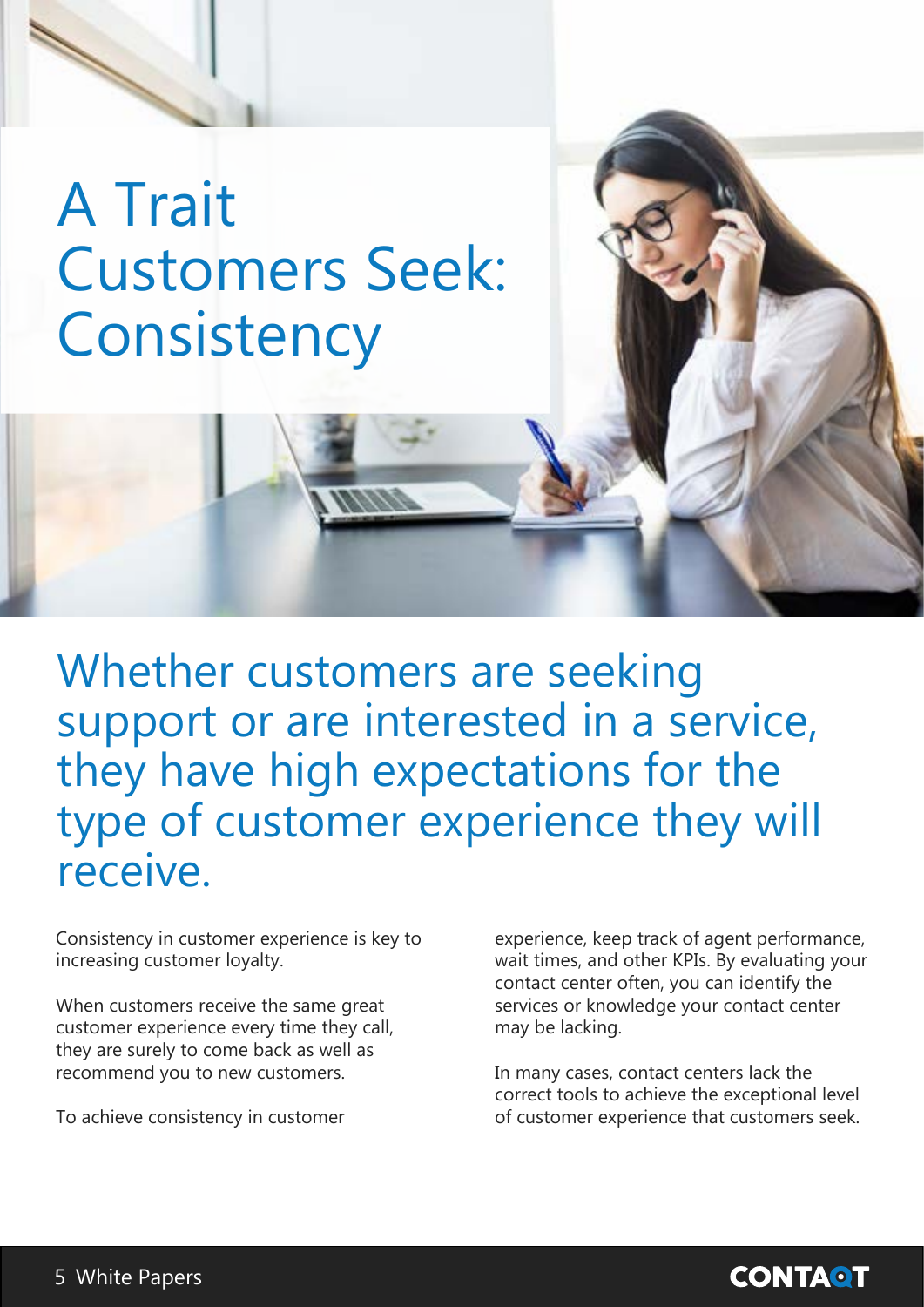# A Trait Customers Seek: Consistency

## Whether customers are seeking support or are interested in a service, they have high expectations for the type of customer experience they will receive.

Consistency in customer experience is key to increasing customer loyalty.

When customers receive the same great customer experience every time they call, they are surely to come back as well as recommend you to new customers.

To achieve consistency in customer experience, keep track of agent performance, wait times, and other KPIs. By evaluating your contact center often, you can identify the services or knowledge your contact center may be lacking.

In many cases, contact centers lack the correct tools to achieve the exceptional level of customer experience that customers seek.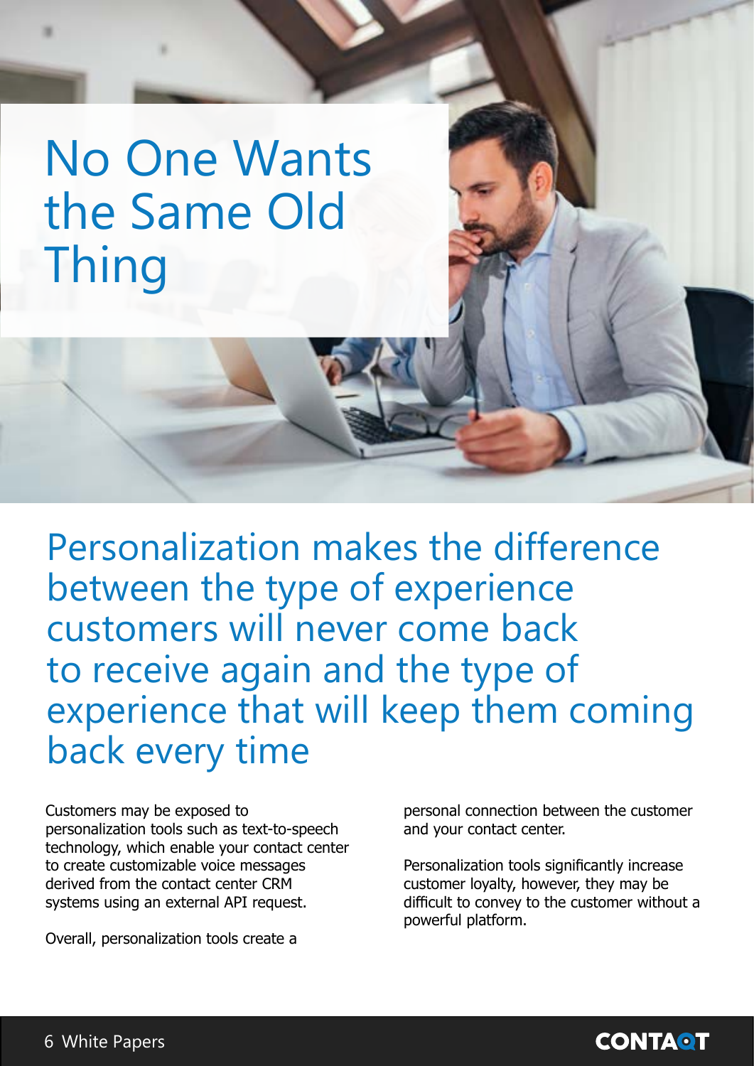# No One Wants the Same Old Thing

## Personalization makes the difference between the type of experience customers will never come back to receive again and the type of experience that will keep them coming back every time

Customers may be exposed to personalization tools such as text-to-speech technology, which enable your contact center to create customizable voice messages derived from the contact center CRM systems using an external API request.

Overall, personalization tools create a personal connection between the customer and your contact center.

Personalization tools significantly increase customer loyalty, however, they may be difficult to convey to the customer without a powerful platform.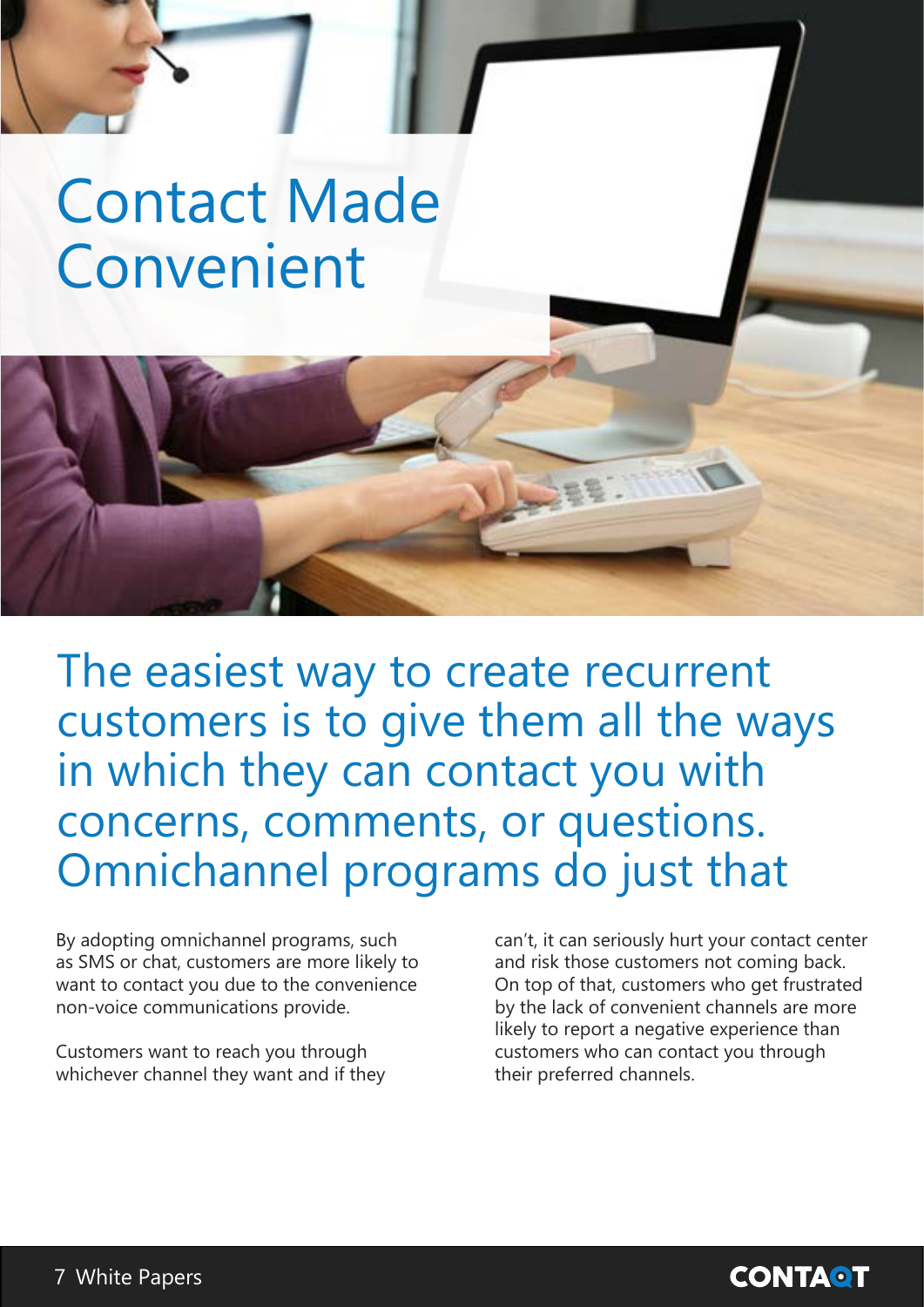# Contact Made Convenient

## The easiest way to create recurrent customers is to give them all the ways in which they can contact you with concerns, comments, or questions. Omnichannel programs do just that

By adopting omnichannel programs, such as SMS or chat, customers are more likely to want to contact you due to the convenience non-voice communications provide.

Customers want to reach you through whichever channel they want and if they can't, it can seriously hurt your contact center and risk those customers not coming back. On top of that, customers who get frustrated by the lack of convenient channels are more likely to report a negative experience than customers who can contact you through their preferred channels.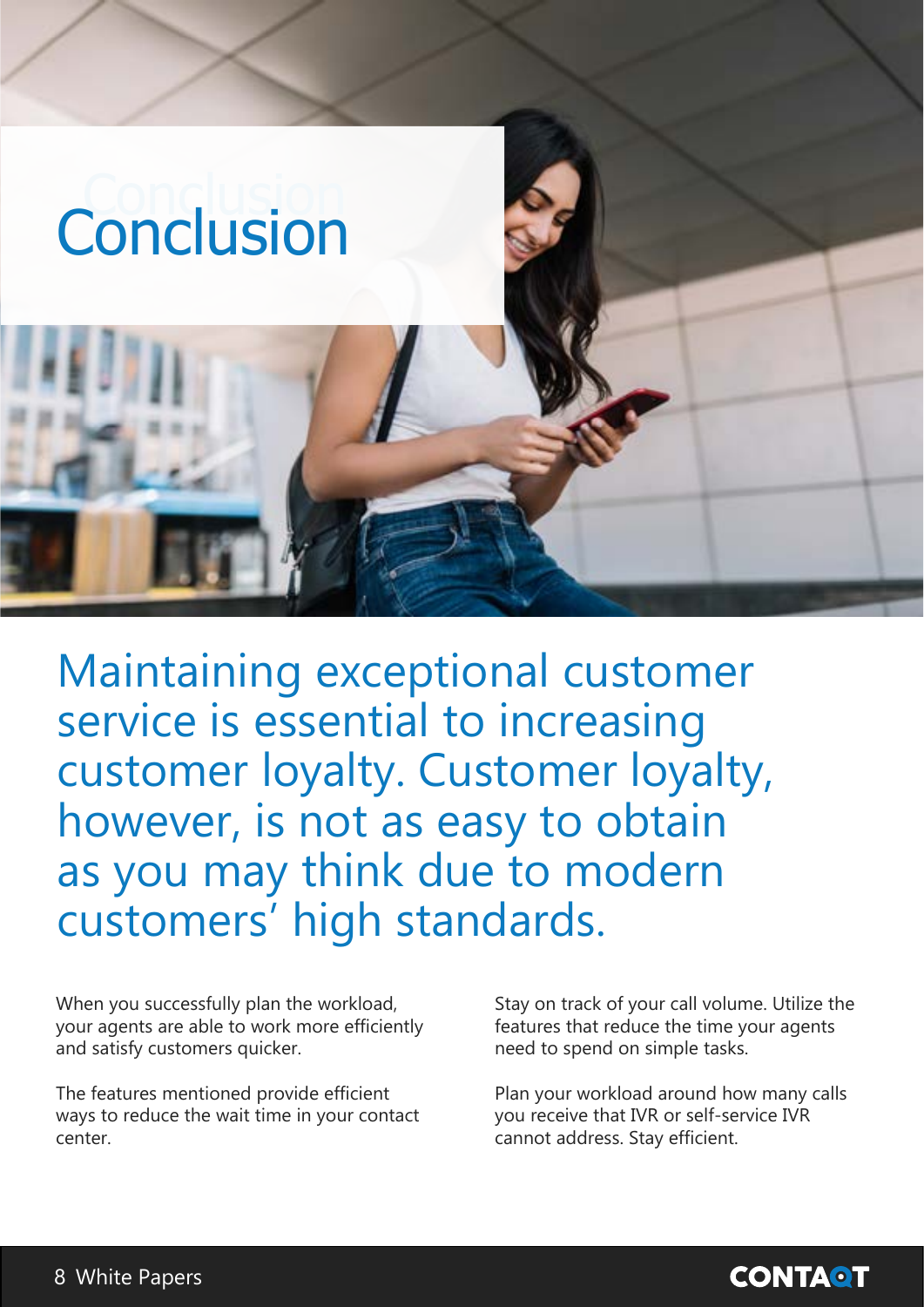# Conclusion

## Maintaining exceptional customer service is essential to increasing customer loyalty. Customer loyalty, however, is not as easy to obtain as you may think due to modern customers' high standards.

When you successfully plan the workload, your agents are able to work more efficiently and satisfy customers quicker.

The features mentioned provide efficient ways to reduce the wait time in your contact center.

Stay on track of your call volume. Utilize the features that reduce the time your agents need to spend on simple tasks.

Plan your workload around how many calls you receive that IVR or self-service IVR cannot address. Stay efficient.